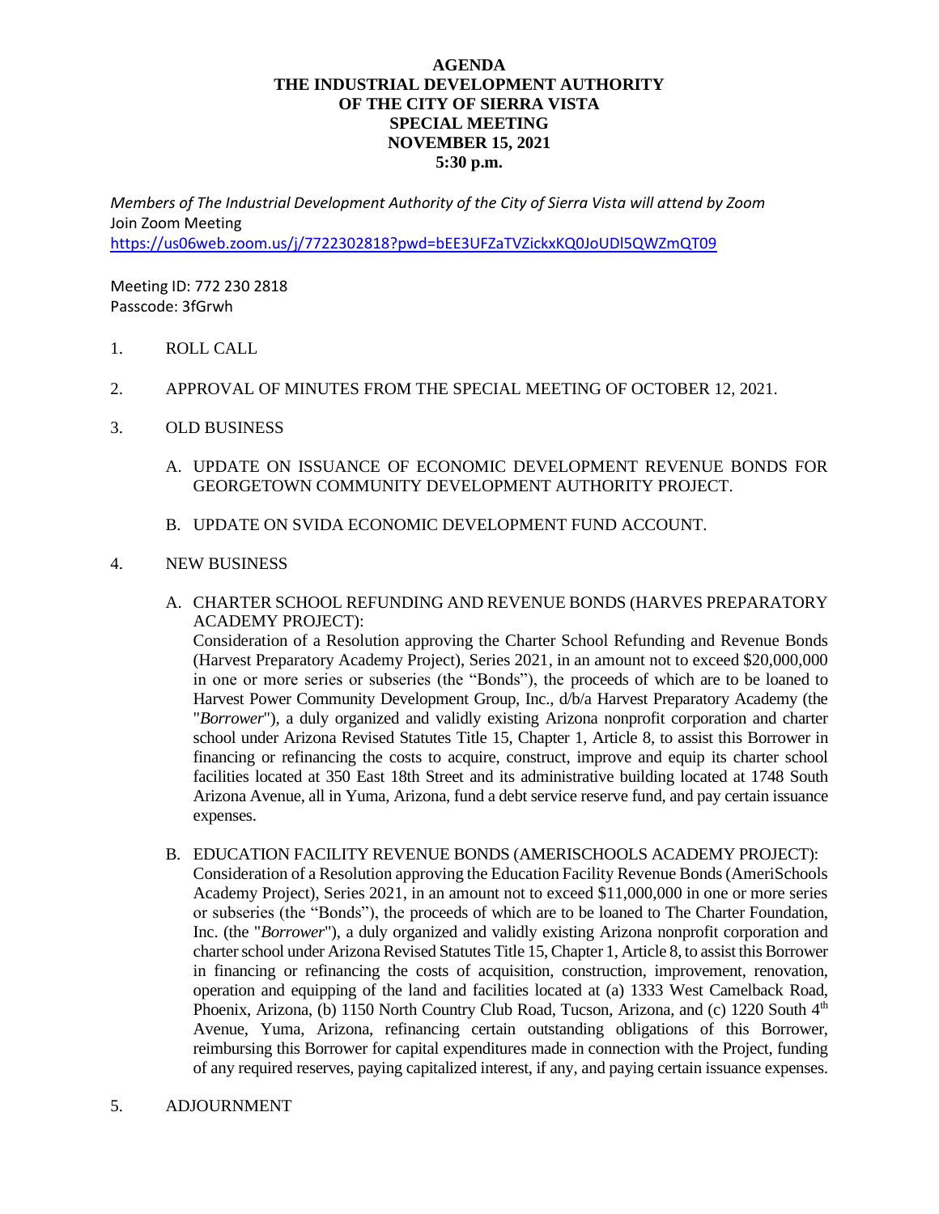# AGENDA
# THE INDUSTRIAL DEVELOPMENT AUTHORITY OF THE CITY OF SIERRA VISTA
## SPECIAL MEETING
## NOVEMBER 15, 2021
## 5:30 p.m.

*Members of The Industrial Development Authority of the City of Sierra Vista will attend by Zoom*

Join Zoom Meeting

https://us06web.zoom.us/j/7722302818?pwd=bEE3UFZaTVZickxKQ0JoUDl5QWZmQT09

Meeting ID: 772 230 2818

Passcode: 3fGrwh

1. ROLL CALL

2. APPROVAL OF MINUTES FROM THE SPECIAL MEETING OF OCTOBER 12, 2021.

3. OLD BUSINESS

   A. UPDATE ON ISSUANCE OF ECONOMIC DEVELOPMENT REVENUE BONDS FOR GEORGETOWN COMMUNITY DEVELOPMENT AUTHORITY PROJECT.

   B. UPDATE ON SVIDA ECONOMIC DEVELOPMENT FUND ACCOUNT.

4. NEW BUSINESS

   A. CHARTER SCHOOL REFUNDING AND REVENUE BONDS (HARVES PREPARATORY ACADEMY PROJECT):
   Consideration of a Resolution approving the Charter School Refunding and Revenue Bonds (Harvest Preparatory Academy Project), Series 2021, in an amount not to exceed $20,000,000 in one or more series or subseries (the "Bonds"), the proceeds of which are to be loaned to Harvest Power Community Development Group, Inc., d/b/a Harvest Preparatory Academy (the "*Borrower*"), a duly organized and validly existing Arizona nonprofit corporation and charter school under Arizona Revised Statutes Title 15, Chapter 1, Article 8, to assist this Borrower in financing or refinancing the costs to acquire, construct, improve and equip its charter school facilities located at 350 East 18th Street and its administrative building located at 1748 South Arizona Avenue, all in Yuma, Arizona, fund a debt service reserve fund, and pay certain issuance expenses.

   B. EDUCATION FACILITY REVENUE BONDS (AMERISCHOOLS ACADEMY PROJECT):
   Consideration of a Resolution approving the Education Facility Revenue Bonds (AmeriSchools Academy Project), Series 2021, in an amount not to exceed $11,000,000 in one or more series or subseries (the "Bonds"), the proceeds of which are to be loaned to The Charter Foundation, Inc. (the "*Borrower*"), a duly organized and validly existing Arizona nonprofit corporation and charter school under Arizona Revised Statutes Title 15, Chapter 1, Article 8, to assist this Borrower in financing or refinancing the costs of acquisition, construction, improvement, renovation, operation and equipping of the land and facilities located at (a) 1333 West Camelback Road, Phoenix, Arizona, (b) 1150 North Country Club Road, Tucson, Arizona, and (c) 1220 South 4th Avenue, Yuma, Arizona, refinancing certain outstanding obligations of this Borrower, reimbursing this Borrower for capital expenditures made in connection with the Project, funding of any required reserves, paying capitalized interest, if any, and paying certain issuance expenses.

5. ADJOURNMENT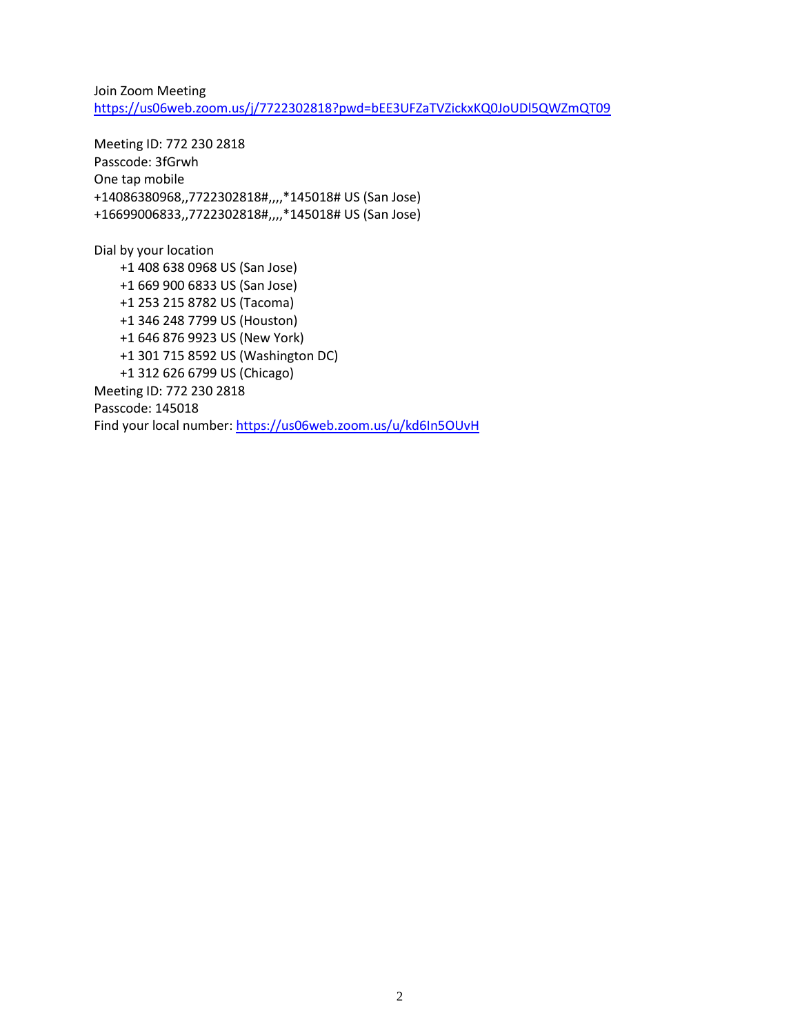Join Zoom Meeting
https://us06web.zoom.us/j/7722302818?pwd=bEE3UFZaTVZickxKQ0JoUDl5QWZmQT09

Meeting ID: 772 230 2818
Passcode: 3fGrwh
One tap mobile
+14086380968,,7722302818#,,,,*145018# US (San Jose)
+16699006833,,7722302818#,,,,*145018# US (San Jose)

Dial by your location
  +1 408 638 0968 US (San Jose)
  +1 669 900 6833 US (San Jose)
  +1 253 215 8782 US (Tacoma)
  +1 346 248 7799 US (Houston)
  +1 646 876 9923 US (New York)
  +1 301 715 8592 US (Washington DC)
  +1 312 626 6799 US (Chicago)
Meeting ID: 772 230 2818
Passcode: 145018
Find your local number: https://us06web.zoom.us/u/kd6In5OUvH